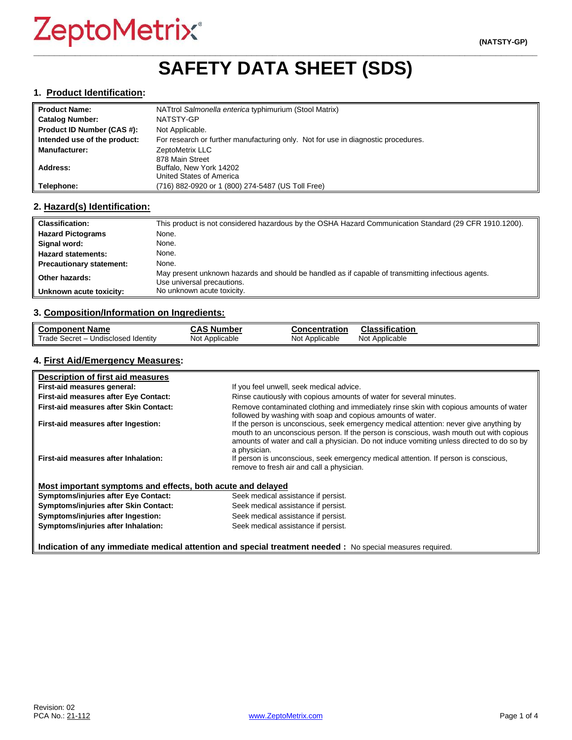ZeptoMetrix®

(NATSTY-GP)

# SAFETY DATA SHEET (SDS)

## 1. Product Identification:

| | |
|---|---|
| **Product Name:** | NATtrol *Salmonella enterica* typhimurium (Stool Matrix) |
| **Catalog Number:** | NATSTY-GP |
| **Product ID Number (CAS #):** | Not Applicable. |
| **Intended use of the product:** | For research or further manufacturing only. Not for use in diagnostic procedures. |
| **Manufacturer:** | ZeptoMetrix LLC |
| **Address:** | 878 Main Street<br>Buffalo, New York 14202<br>United States of America |
| **Telephone:** | (716) 882-0920 or 1 (800) 274-5487 (US Toll Free) |

## 2. Hazard(s) Identification:

| | |
|---|---|
| **Classification:** | This product is not considered hazardous by the OSHA Hazard Communication Standard (29 CFR 1910.1200). |
| **Hazard Pictograms** | None. |
| **Signal word:** | None. |
| **Hazard statements:** | None. |
| **Precautionary statement:** | None. |
| **Other hazards:** | May present unknown hazards and should be handled as if capable of transmitting infectious agents. Use universal precautions. |
| **Unknown acute toxicity:** | No unknown acute toxicity. |

## 3. Composition/Information on Ingredients:

| Component Name | CAS Number | Concentration | Classification |
|---|---|---|---|
| Trade Secret – Undisclosed Identity | Not Applicable | Not Applicable | Not Applicable |

## 4. First Aid/Emergency Measures:

**Description of first aid measures**

| | |
|---|---|
| **First-aid measures general:** | If you feel unwell, seek medical advice. |
| **First-aid measures after Eye Contact:** | Rinse cautiously with copious amounts of water for several minutes. |
| **First-aid measures after Skin Contact:** | Remove contaminated clothing and immediately rinse skin with copious amounts of water followed by washing with soap and copious amounts of water. |
| **First-aid measures after Ingestion:** | If the person is unconscious, seek emergency medical attention: never give anything by mouth to an unconscious person. If the person is conscious, wash mouth out with copious amounts of water and call a physician. Do not induce vomiting unless directed to do so by a physician. |
| **First-aid measures after Inhalation:** | If person is unconscious, seek emergency medical attention. If person is conscious, remove to fresh air and call a physician. |

**Most important symptoms and effects, both acute and delayed**

| | |
|---|---|
| **Symptoms/injuries after Eye Contact:** | Seek medical assistance if persist. |
| **Symptoms/injuries after Skin Contact:** | Seek medical assistance if persist. |
| **Symptoms/injuries after Ingestion:** | Seek medical assistance if persist. |
| **Symptoms/injuries after Inhalation:** | Seek medical assistance if persist. |

**Indication of any immediate medical attention and special treatment needed :** No special measures required.

Revision: 02
PCA No.: 21-112

www.ZeptoMetrix.com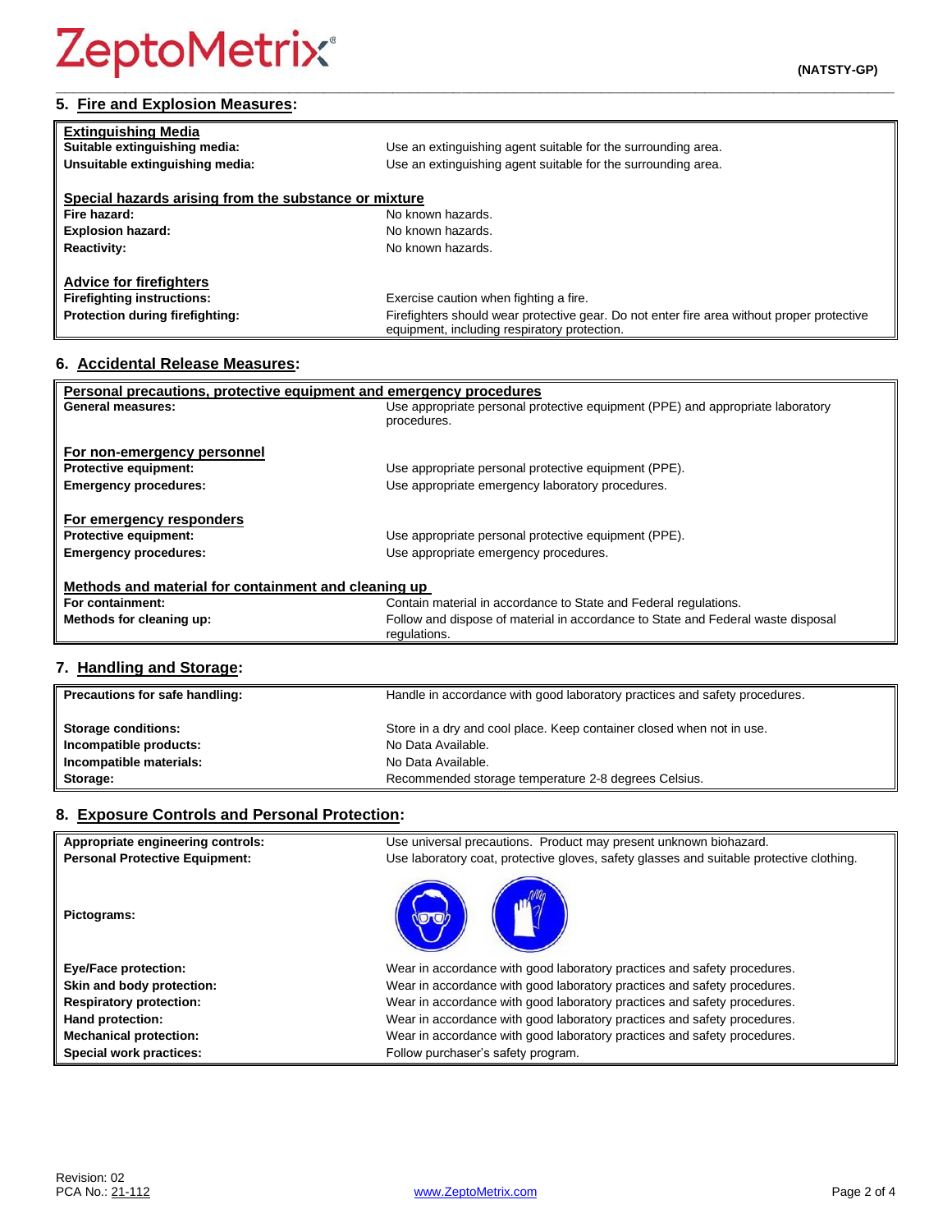## 5. Fire and Explosion Measures:

| **Extinguishing Media** | |
|---|---|
| **Suitable extinguishing media:** | Use an extinguishing agent suitable for the surrounding area. |
| **Unsuitable extinguishing media:** | Use an extinguishing agent suitable for the surrounding area. |
| **Special hazards arising from the substance or mixture** | |
| **Fire hazard:** | No known hazards. |
| **Explosion hazard:** | No known hazards. |
| **Reactivity:** | No known hazards. |
| **Advice for firefighters** | |
| **Firefighting instructions:** | Exercise caution when fighting a fire. |
| **Protection during firefighting:** | Firefighters should wear protective gear. Do not enter fire area without proper protective equipment, including respiratory protection. |

## 6. Accidental Release Measures:

| **Personal precautions, protective equipment and emergency procedures** | |
|---|---|
| **General measures:** | Use appropriate personal protective equipment (PPE) and appropriate laboratory procedures. |
| **For non-emergency personnel** | |
| **Protective equipment:** | Use appropriate personal protective equipment (PPE). |
| **Emergency procedures:** | Use appropriate emergency laboratory procedures. |
| **For emergency responders** | |
| **Protective equipment:** | Use appropriate personal protective equipment (PPE). |
| **Emergency procedures:** | Use appropriate emergency procedures. |
| **Methods and material for containment and cleaning up** | |
| **For containment:** | Contain material in accordance to State and Federal regulations. |
| **Methods for cleaning up:** | Follow and dispose of material in accordance to State and Federal waste disposal regulations. |

## 7. Handling and Storage:

| **Precautions for safe handling:** | Handle in accordance with good laboratory practices and safety procedures. |
|---|---|
| **Storage conditions:** | Store in a dry and cool place. Keep container closed when not in use. |
| **Incompatible products:** | No Data Available. |
| **Incompatible materials:** | No Data Available. |
| **Storage:** | Recommended storage temperature 2-8 degrees Celsius. |

## 8. Exposure Controls and Personal Protection:

| **Appropriate engineering controls:** | Use universal precautions. Product may present unknown biohazard. |
|---|---|
| **Personal Protective Equipment:** | Use laboratory coat, protective gloves, safety glasses and suitable protective clothing. |
| **Pictograms:** | |
| **Eye/Face protection:** | Wear in accordance with good laboratory practices and safety procedures. |
| **Skin and body protection:** | Wear in accordance with good laboratory practices and safety procedures. |
| **Respiratory protection:** | Wear in accordance with good laboratory practices and safety procedures. |
| **Hand protection:** | Wear in accordance with good laboratory practices and safety procedures. |
| **Mechanical protection:** | Wear in accordance with good laboratory practices and safety procedures. |
| **Special work practices:** | Follow purchaser's safety program. |

Revision: 02
PCA No.: 21-112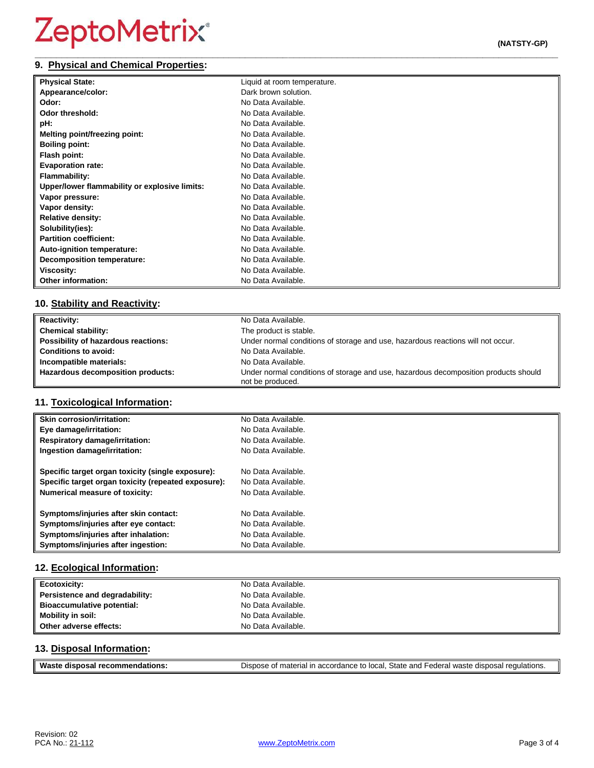## 9. Physical and Chemical Properties:

| | |
|---|---|
| **Physical State:** | Liquid at room temperature. |
| **Appearance/color:** | Dark brown solution. |
| **Odor:** | No Data Available. |
| **Odor threshold:** | No Data Available. |
| **pH:** | No Data Available. |
| **Melting point/freezing point:** | No Data Available. |
| **Boiling point:** | No Data Available. |
| **Flash point:** | No Data Available. |
| **Evaporation rate:** | No Data Available. |
| **Flammability:** | No Data Available. |
| **Upper/lower flammability or explosive limits:** | No Data Available. |
| **Vapor pressure:** | No Data Available. |
| **Vapor density:** | No Data Available. |
| **Relative density:** | No Data Available. |
| **Solubility(ies):** | No Data Available. |
| **Partition coefficient:** | No Data Available. |
| **Auto-ignition temperature:** | No Data Available. |
| **Decomposition temperature:** | No Data Available. |
| **Viscosity:** | No Data Available. |
| **Other information:** | No Data Available. |

## 10. Stability and Reactivity:

| | |
|---|---|
| **Reactivity:** | No Data Available. |
| **Chemical stability:** | The product is stable. |
| **Possibility of hazardous reactions:** | Under normal conditions of storage and use, hazardous reactions will not occur. |
| **Conditions to avoid:** | No Data Available. |
| **Incompatible materials:** | No Data Available. |
| **Hazardous decomposition products:** | Under normal conditions of storage and use, hazardous decomposition products should not be produced. |

## 11. Toxicological Information:

| | |
|---|---|
| **Skin corrosion/irritation:** | No Data Available. |
| **Eye damage/irritation:** | No Data Available. |
| **Respiratory damage/irritation:** | No Data Available. |
| **Ingestion damage/irritation:** | No Data Available. |
| **Specific target organ toxicity (single exposure):** | No Data Available. |
| **Specific target organ toxicity (repeated exposure):** | No Data Available. |
| **Numerical measure of toxicity:** | No Data Available. |
| **Symptoms/injuries after skin contact:** | No Data Available. |
| **Symptoms/injuries after eye contact:** | No Data Available. |
| **Symptoms/injuries after inhalation:** | No Data Available. |
| **Symptoms/injuries after ingestion:** | No Data Available. |

## 12. Ecological Information:

| | |
|---|---|
| **Ecotoxicity:** | No Data Available. |
| **Persistence and degradability:** | No Data Available. |
| **Bioaccumulative potential:** | No Data Available. |
| **Mobility in soil:** | No Data Available. |
| **Other adverse effects:** | No Data Available. |

## 13. Disposal Information:

| | |
|---|---|
| **Waste disposal recommendations:** | Dispose of material in accordance to local, State and Federal waste disposal regulations. |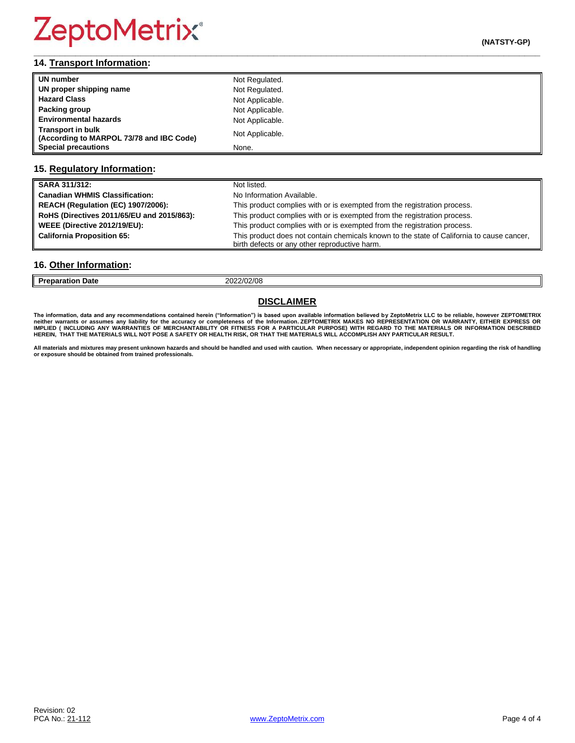## 14. Transport Information:

| | |
|---|---|
| **UN number** | Not Regulated. |
| **UN proper shipping name** | Not Regulated. |
| **Hazard Class** | Not Applicable. |
| **Packing group** | Not Applicable. |
| **Environmental hazards** | Not Applicable. |
| **Transport in bulk (According to MARPOL 73/78 and IBC Code)** | Not Applicable. |
| **Special precautions** | None. |

## 15. Regulatory Information:

| | |
|---|---|
| **SARA 311/312:** | Not listed. |
| **Canadian WHMIS Classification:** | No Information Available. |
| **REACH (Regulation (EC) 1907/2006):** | This product complies with or is exempted from the registration process. |
| **RoHS (Directives 2011/65/EU and 2015/863):** | This product complies with or is exempted from the registration process. |
| **WEEE (Directive 2012/19/EU):** | This product complies with or is exempted from the registration process. |
| **California Proposition 65:** | This product does not contain chemicals known to the state of California to cause cancer, birth defects or any other reproductive harm. |

## 16. Other Information:

| | |
|---|---|
| **Preparation Date** | 2022/02/08 |

## DISCLAIMER

**The information, data and any recommendations contained herein ("Information") is based upon available information believed by ZeptoMetrix LLC to be reliable, however ZEPTOMETRIX neither warrants or assumes any liability for the accuracy or completeness of the Information. ZEPTOMETRIX MAKES NO REPRESENTATION OR WARRANTY, EITHER EXPRESS OR IMPLIED ( INCLUDING ANY WARRANTIES OF MERCHANTABILITY OR FITNESS FOR A PARTICULAR PURPOSE) WITH REGARD TO THE MATERIALS OR INFORMATION DESCRIBED HEREIN, THAT THE MATERIALS WILL NOT POSE A SAFETY OR HEALTH RISK, OR THAT THE MATERIALS WILL ACCOMPLISH ANY PARTICULAR RESULT.**

**All materials and mixtures may present unknown hazards and should be handled and used with caution. When necessary or appropriate, independent opinion regarding the risk of handling or exposure should be obtained from trained professionals.**